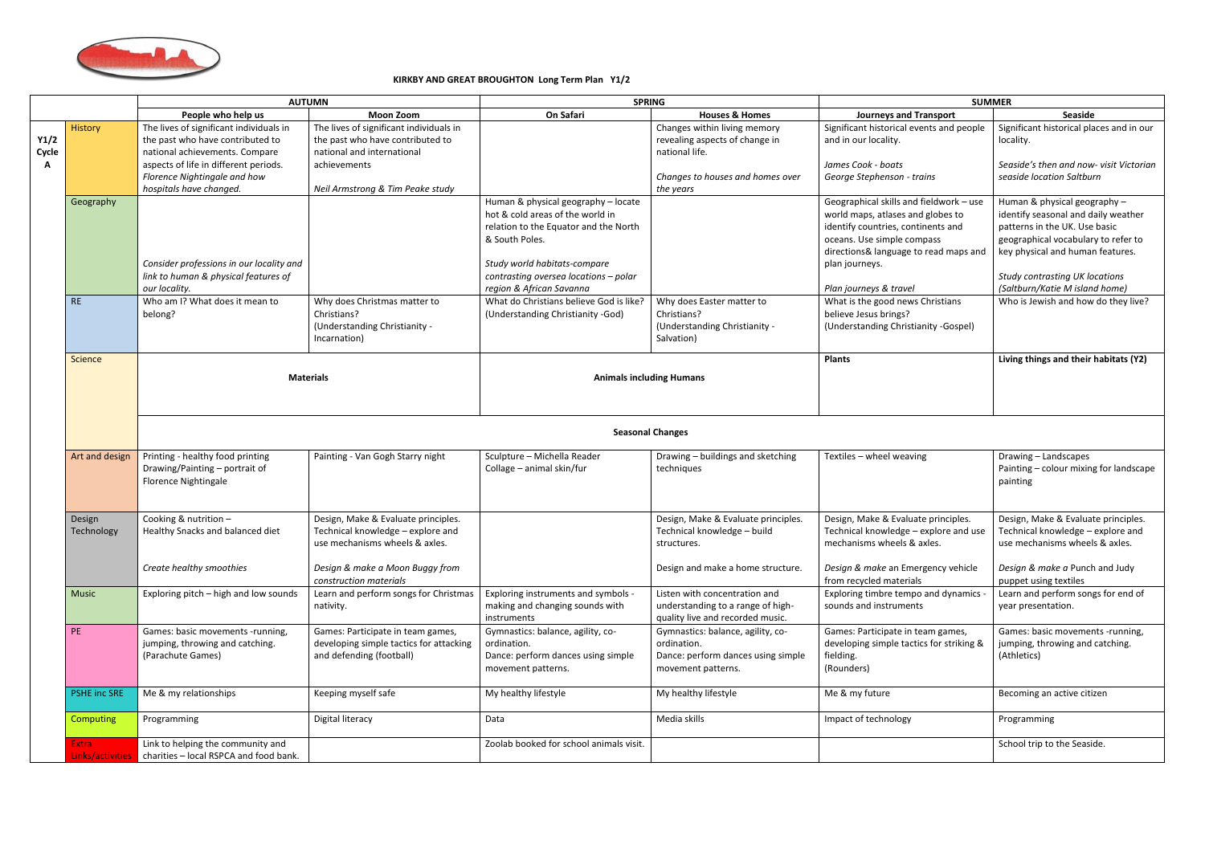# KIRKBY AND GREAT BROUGHTON Long Term Plan Y1/2

| | | AUTUMN | | SPRING | | SUMMER | |
|---|---|---|---|---|---|---|---|
| | | **People who help us** | **Moon Zoom** | **On Safari** | **Houses & Homes** | **Journeys and Transport** | **Seaside** |
| **Y1/2 Cycle A** | History | The lives of significant individuals in the past who have contributed to national achievements. Compare aspects of life in different periods. *Florence Nightingale and how hospitals have changed.* | The lives of significant individuals in the past who have contributed to national and international achievements *Neil Armstrong & Tim Peake study* | | Changes within living memory revealing aspects of change in national life. *Changes to houses and homes over the years* | Significant historical events and people and in our locality. *James Cook - boats* *George Stephenson - trains* | Significant historical places and in our locality. *Seaside's then and now- visit Victorian seaside location Saltburn* |
| | Geography | *Consider professions in our locality and link to human & physical features of our locality.* | | Human & physical geography – locate hot & cold areas of the world in relation to the Equator and the North & South Poles. *Study world habitats-compare contrasting oversea locations – polar region & African Savanna* | | Geographical skills and fieldwork – use world maps, atlases and globes to identify countries, continents and oceans. Use simple compass directions& language to read maps and plan journeys. *Plan journeys & travel* | Human & physical geography – identify seasonal and daily weather patterns in the UK. Use basic geographical vocabulary to refer to key physical and human features. *Study contrasting UK locations (Saltburn/Katie M island home)* |
| | RE | Who am I? What does it mean to belong? | Why does Christmas matter to Christians? (Understanding Christianity - Incarnation) | What do Christians believe God is like? (Understanding Christianity -God) | Why does Easter matter to Christians? (Understanding Christianity - Salvation) | What is the good news Christians believe Jesus brings? (Understanding Christianity -Gospel) | Who is Jewish and how do they live? |
| | Science | **Materials** | | **Animals including Humans** | | **Plants** | **Living things and their habitats (Y2)** |
| | | **Seasonal Changes** | | | | | |
| | Art and design | Printing - healthy food printing Drawing/Painting – portrait of Florence Nightingale | Painting - Van Gogh Starry night | Sculpture – Michella Reader Collage – animal skin/fur | Drawing – buildings and sketching techniques | Textiles – wheel weaving | Drawing – Landscapes Painting – colour mixing for landscape painting |
| | Design Technology | Cooking & nutrition – Healthy Snacks and balanced diet *Create healthy smoothies* | Design, Make & Evaluate principles. Technical knowledge – explore and use mechanisms wheels & axles. *Design & make a Moon Buggy from construction materials* | | Design, Make & Evaluate principles. Technical knowledge – build structures. Design and make a home structure. | Design, Make & Evaluate principles. Technical knowledge – explore and use mechanisms wheels & axles. *Design & make* an Emergency vehicle from recycled materials | Design, Make & Evaluate principles. Technical knowledge – explore and use mechanisms wheels & axles. *Design & make a* Punch and Judy puppet using textiles |
| | Music | Exploring pitch – high and low sounds | Learn and perform songs for Christmas nativity. | Exploring instruments and symbols - making and changing sounds with instruments | Listen with concentration and understanding to a range of high-quality live and recorded music. | Exploring timbre tempo and dynamics - sounds and instruments | Learn and perform songs for end of year presentation. |
| | PE | Games: basic movements -running, jumping, throwing and catching. (Parachute Games) | Games: Participate in team games, developing simple tactics for attacking and defending (football) | Gymnastics: balance, agility, co-ordination. Dance: perform dances using simple movement patterns. | Gymnastics: balance, agility, co-ordination. Dance: perform dances using simple movement patterns. | Games: Participate in team games, developing simple tactics for striking & fielding. (Rounders) | Games: basic movements -running, jumping, throwing and catching. (Athletics) |
| | PSHE inc SRE | Me & my relationships | Keeping myself safe | My healthy lifestyle | My healthy lifestyle | Me & my future | Becoming an active citizen |
| | Computing | Programming | Digital literacy | Data | Media skills | Impact of technology | Programming |
| | Extra Links/activities | Link to helping the community and charities – local RSPCA and food bank. | | Zoolab booked for school animals visit. | | | School trip to the Seaside. |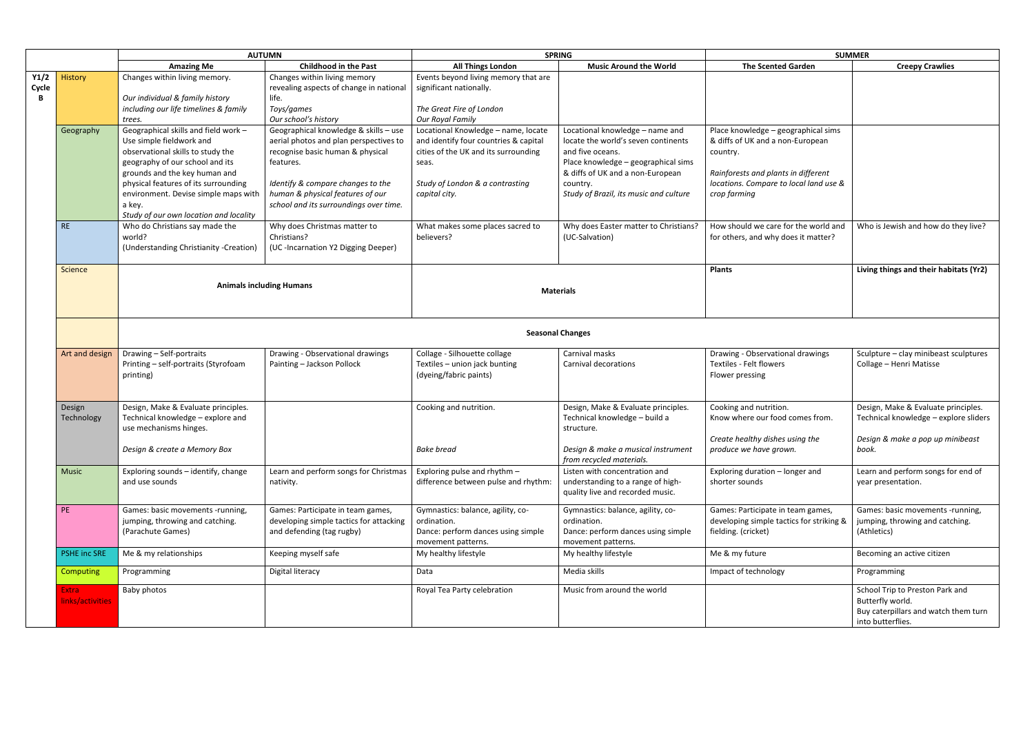| | | AUTUMN | | SPRING | | SUMMER | |
|---|---|---|---|---|---|---|---|
| | | **Amazing Me** | **Childhood in the Past** | **All Things London** | **Music Around the World** | **The Scented Garden** | **Creepy Crawlies** |
| **Y1/2 Cycle B** | History | Changes within living memory.<br><br>*Our individual & family history including our life timelines & family trees.* | Changes within living memory revealing aspects of change in national life.<br><br>*Toys/games*<br>*Our school's history* | Events beyond living memory that are significant nationally.<br><br>*The Great Fire of London*<br>*Our Royal Family* | | | |
| | Geography | Geographical skills and field work – Use simple fieldwork and observational skills to study the geography of our school and its grounds and the key human and physical features of its surrounding environment. Devise simple maps with a key.<br>*Study of our own location and locality* | Geographical knowledge & skills – use aerial photos and plan perspectives to recognise basic human & physical features.<br><br>*Identify & compare changes to the human & physical features of our school and its surroundings over time.* | Locational Knowledge – name, locate and identify four countries & capital cities of the UK and its surrounding seas.<br><br>*Study of London & a contrasting capital city.* | Locational knowledge – name and locate the world's seven continents and five oceans.<br>Place knowledge – geographical sims & diffs of UK and a non-European country.<br>*Study of Brazil, its music and culture* | Place knowledge – geographical sims & diffs of UK and a non-European country.<br><br>*Rainforests and plants in different locations. Compare to local land use & crop farming* | |
| | RE | Who do Christians say made the world?<br>(Understanding Christianity -Creation) | Why does Christmas matter to Christians?<br>(UC -Incarnation Y2 Digging Deeper) | What makes some places sacred to believers? | Why does Easter matter to Christians?<br>(UC-Salvation) | How should we care for the world and for others, and why does it matter? | Who is Jewish and how do they live? |
| | Science | **Animals including Humans** | | **Materials** | | **Plants** | **Living things and their habitats (Yr2)** |
| | | **Seasonal Changes** | | | | | |
| | Art and design | Drawing – Self-portraits<br>Printing – self-portraits (Styrofoam printing) | Drawing - Observational drawings<br>Painting – Jackson Pollock | Collage - Silhouette collage<br>Textiles – union jack bunting (dyeing/fabric paints) | Carnival masks<br>Carnival decorations | Drawing - Observational drawings<br>Textiles - Felt flowers<br>Flower pressing | Sculpture – clay minibeast sculptures<br>Collage – Henri Matisse |
| | Design Technology | Design, Make & Evaluate principles.<br>Technical knowledge – explore and use mechanisms hinges.<br><br>*Design & create a Memory Box* | | Cooking and nutrition.<br><br>*Bake bread* | Design, Make & Evaluate principles.<br>Technical knowledge – build a structure.<br><br>*Design & make a musical instrument from recycled materials.* | Cooking and nutrition.<br>Know where our food comes from.<br><br>*Create healthy dishes using the produce we have grown.* | Design, Make & Evaluate principles.<br>Technical knowledge – explore sliders<br><br>*Design & make a pop up minibeast book.* |
| | Music | Exploring sounds – identify, change and use sounds | Learn and perform songs for Christmas nativity. | Exploring pulse and rhythm – difference between pulse and rhythm: | Listen with concentration and understanding to a range of high-quality live and recorded music. | Exploring duration – longer and shorter sounds | Learn and perform songs for end of year presentation. |
| | PE | Games: basic movements -running, jumping, throwing and catching. (Parachute Games) | Games: Participate in team games, developing simple tactics for attacking and defending (tag rugby) | Gymnastics: balance, agility, co-ordination.<br>Dance: perform dances using simple movement patterns. | Gymnastics: balance, agility, co-ordination.<br>Dance: perform dances using simple movement patterns. | Games: Participate in team games, developing simple tactics for striking & fielding. (cricket) | Games: basic movements -running, jumping, throwing and catching. (Athletics) |
| | PSHE inc SRE | Me & my relationships | Keeping myself safe | My healthy lifestyle | My healthy lifestyle | Me & my future | Becoming an active citizen |
| | Computing | Programming | Digital literacy | Data | Media skills | Impact of technology | Programming |
| | Extra links/activities | Baby photos | | Royal Tea Party celebration | Music from around the world | | School Trip to Preston Park and Butterfly world.<br>Buy caterpillars and watch them turn into butterflies. |